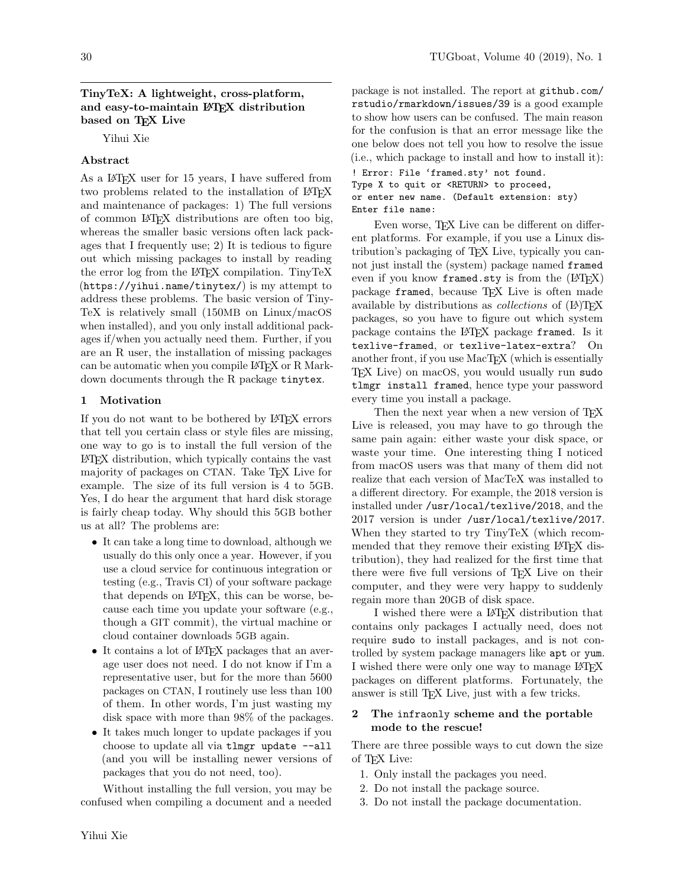# TinyTeX: A lightweight, cross-platform, and easy-to-maintain LaTeX distribution based on TeX Live

Yihui Xie

## Abstract

As a LaTeX user for 15 years, I have suffered from two problems related to the installation of LaTeX and maintenance of packages: 1) The full versions of common LaTeX distributions are often too big, whereas the smaller basic versions often lack packages that I frequently use; 2) It is tedious to figure out which missing packages to install by reading the error log from the LaTeX compilation. TinyTeX (`https://yihui.name/tinytex/`) is my attempt to address these problems. The basic version of TinyTeX is relatively small (150MB on Linux/macOS when installed), and you only install additional packages if/when you actually need them. Further, if you are an R user, the installation of missing packages can be automatic when you compile LaTeX or R Markdown documents through the R package `tinytex`.

## 1 Motivation

If you do not want to be bothered by LaTeX errors that tell you certain class or style files are missing, one way to go is to install the full version of the LaTeX distribution, which typically contains the vast majority of packages on CTAN. Take TeX Live for example. The size of its full version is 4 to 5GB. Yes, I do hear the argument that hard disk storage is fairly cheap today. Why should this 5GB bother us at all? The problems are:

- It can take a long time to download, although we usually do this only once a year. However, if you use a cloud service for continuous integration or testing (e.g., Travis CI) of your software package that depends on LaTeX, this can be worse, because each time you update your software (e.g., though a GIT commit), the virtual machine or cloud container downloads 5GB again.
- It contains a lot of LaTeX packages that an average user does not need. I do not know if I'm a representative user, but for the more than 5600 packages on CTAN, I routinely use less than 100 of them. In other words, I'm just wasting my disk space with more than 98% of the packages.
- It takes much longer to update packages if you choose to update all via `tlmgr update --all` (and you will be installing newer versions of packages that you do not need, too).

Without installing the full version, you may be confused when compiling a document and a needed package is not installed. The report at `github.com/rstudio/rmarkdown/issues/39` is a good example to show how users can be confused. The main reason for the confusion is that an error message like the one below does not tell you how to resolve the issue (i.e., which package to install and how to install it):

```
! Error: File 'framed.sty' not found.
Type X to quit or <RETURN> to proceed,
or enter new name. (Default extension: sty)
Enter file name:
```

Even worse, TeX Live can be different on different platforms. For example, if you use a Linux distribution's packaging of TeX Live, typically you cannot just install the (system) package named `framed` even if you know `framed.sty` is from the (LaTeX) package `framed`, because TeX Live is often made available by distributions as *collections* of (La)TeX packages, so you have to figure out which system package contains the LaTeX package `framed`. Is it `texlive-framed`, or `texlive-latex-extra`? On another front, if you use MacTeX (which is essentially TeX Live) on macOS, you would usually run `sudo tlmgr install framed`, hence type your password every time you install a package.

Then the next year when a new version of TeX Live is released, you may have to go through the same pain again: either waste your disk space, or waste your time. One interesting thing I noticed from macOS users was that many of them did not realize that each version of MacTeX was installed to a different directory. For example, the 2018 version is installed under `/usr/local/texlive/2018`, and the 2017 version is under `/usr/local/texlive/2017`. When they started to try TinyTeX (which recommended that they remove their existing LaTeX distribution), they had realized for the first time that there were five full versions of TeX Live on their computer, and they were very happy to suddenly regain more than 20GB of disk space.

I wished there were a LaTeX distribution that contains only packages I actually need, does not require `sudo` to install packages, and is not controlled by system package managers like `apt` or `yum`. I wished there were only one way to manage LaTeX packages on different platforms. Fortunately, the answer is still TeX Live, just with a few tricks.

## 2 The `infraonly` scheme and the portable mode to the rescue!

There are three possible ways to cut down the size of TeX Live:

1. Only install the packages you need.
2. Do not install the package source.
3. Do not install the package documentation.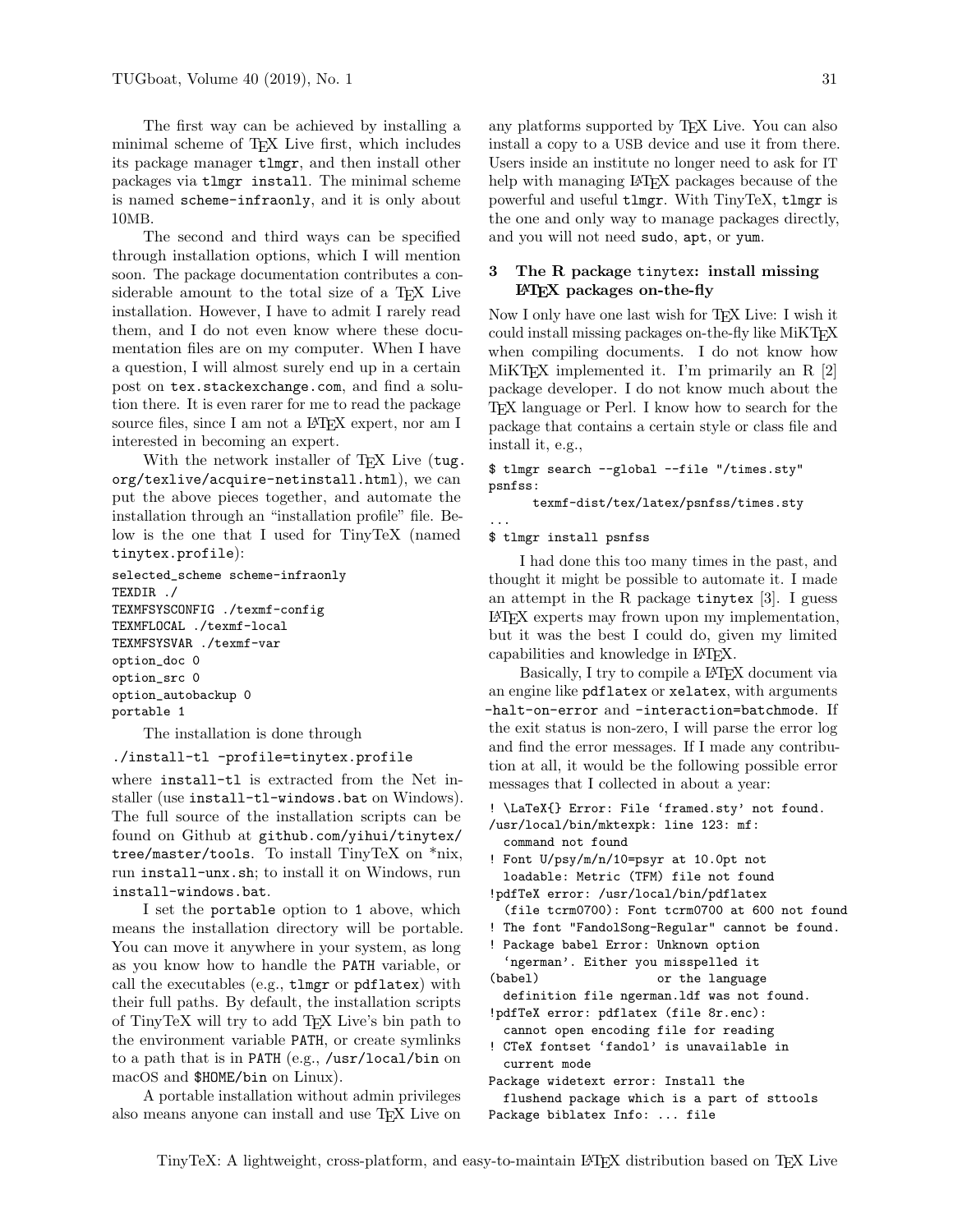The first way can be achieved by installing a minimal scheme of TeX Live first, which includes its package manager `tlmgr`, and then install other packages via `tlmgr install`. The minimal scheme is named `scheme-infraonly`, and it is only about 10MB.

The second and third ways can be specified through installation options, which I will mention soon. The package documentation contributes a considerable amount to the total size of a TeX Live installation. However, I have to admit I rarely read them, and I do not even know where these documentation files are on my computer. When I have a question, I will almost surely end up in a certain post on `tex.stackexchange.com`, and find a solution there. It is even rarer for me to read the package source files, since I am not a LaTeX expert, nor am I interested in becoming an expert.

With the network installer of TeX Live (`tug.org/texlive/acquire-netinstall.html`), we can put the above pieces together, and automate the installation through an "installation profile" file. Below is the one that I used for TinyTeX (named `tinytex.profile`):

```
selected_scheme scheme-infraonly
TEXDIR ./
TEXMFSYSCONFIG ./texmf-config
TEXMFLOCAL ./texmf-local
TEXMFSYSVAR ./texmf-var
option_doc 0
option_src 0
option_autobackup 0
portable 1
```

The installation is done through

```
./install-tl -profile=tinytex.profile
```

where `install-tl` is extracted from the Net installer (use `install-tl-windows.bat` on Windows). The full source of the installation scripts can be found on Github at `github.com/yihui/tinytex/tree/master/tools`. To install TinyTeX on *nix, run `install-unx.sh`; to install it on Windows, run `install-windows.bat`.

I set the `portable` option to `1` above, which means the installation directory will be portable. You can move it anywhere in your system, as long as you know how to handle the `PATH` variable, or call the executables (e.g., `tlmgr` or `pdflatex`) with their full paths. By default, the installation scripts of TinyTeX will try to add TeX Live's bin path to the environment variable `PATH`, or create symlinks to a path that is in `PATH` (e.g., `/usr/local/bin` on macOS and `$HOME/bin` on Linux).

A portable installation without admin privileges also means anyone can install and use TeX Live on any platforms supported by TeX Live. You can also install a copy to a USB device and use it from there. Users inside an institute no longer need to ask for IT help with managing LaTeX packages because of the powerful and useful `tlmgr`. With TinyTeX, `tlmgr` is the one and only way to manage packages directly, and you will not need `sudo`, `apt`, or `yum`.

## 3 The R package `tinytex`: install missing LaTeX packages on-the-fly

Now I only have one last wish for TeX Live: I wish it could install missing packages on-the-fly like MiKTeX when compiling documents. I do not know how MiKTeX implemented it. I'm primarily an R [2] package developer. I do not know much about the TeX language or Perl. I know how to search for the package that contains a certain style or class file and install it, e.g.,

```
$ tlmgr search --global --file "/times.sty"
psnfss:
      texmf-dist/tex/latex/psnfss/times.sty
...
$ tlmgr install psnfss
```

I had done this too many times in the past, and thought it might be possible to automate it. I made an attempt in the R package `tinytex` [3]. I guess LaTeX experts may frown upon my implementation, but it was the best I could do, given my limited capabilities and knowledge in LaTeX.

Basically, I try to compile a LaTeX document via an engine like `pdflatex` or `xelatex`, with arguments `-halt-on-error` and `-interaction=batchmode`. If the exit status is non-zero, I will parse the error log and find the error messages. If I made any contribution at all, it would be the following possible error messages that I collected in about a year:

```
! \LaTeX{} Error: File `framed.sty' not found.
/usr/local/bin/mktexpk: line 123: mf:
  command not found
! Font U/psy/m/n/10=psyr at 10.0pt not
  loadable: Metric (TFM) file not found
!pdfTeX error: /usr/local/bin/pdflatex
  (file tcrm0700): Font tcrm0700 at 600 not found
! The font "FandolSong-Regular" cannot be found.
! Package babel Error: Unknown option
  `ngerman'. Either you misspelled it
(babel)                or the language
  definition file ngerman.ldf was not found.
!pdfTeX error: pdflatex (file 8r.enc):
  cannot open encoding file for reading
! CTeX fontset `fandol' is unavailable in
  current mode
Package widetext error: Install the
  flushend package which is a part of sttools
Package biblatex Info: ... file
```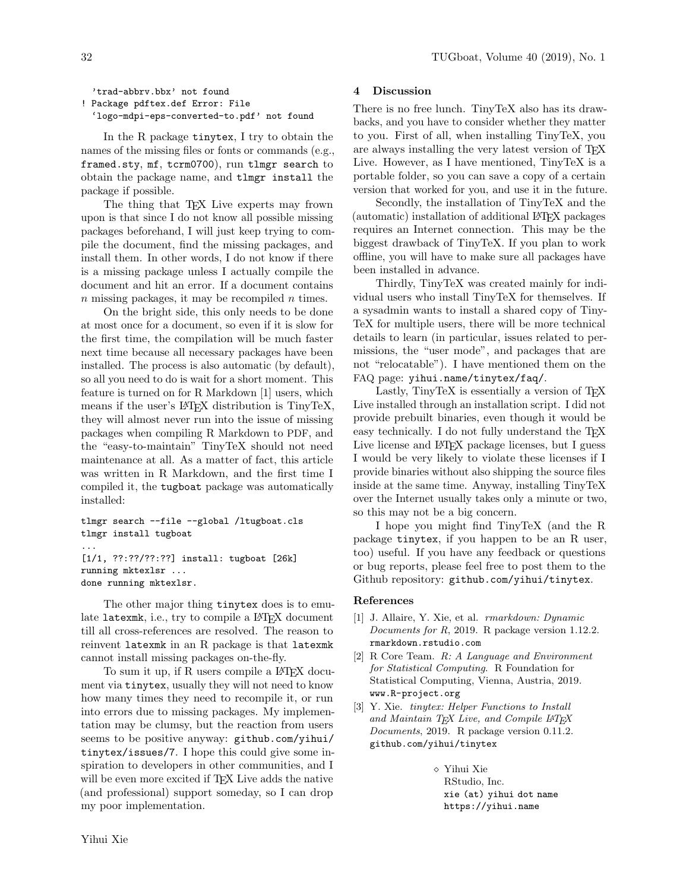```
  'trad-abbrv.bbx' not found
! Package pdftex.def Error: File
  'logo-mdpi-eps-converted-to.pdf' not found
```

In the R package `tinytex`, I try to obtain the names of the missing files or fonts or commands (e.g., `framed.sty`, `mf`, `tcrm0700`), run `tlmgr search` to obtain the package name, and `tlmgr install` the package if possible.

The thing that TeX Live experts may frown upon is that since I do not know all possible missing packages beforehand, I will just keep trying to compile the document, find the missing packages, and install them. In other words, I do not know if there is a missing package unless I actually compile the document and hit an error. If a document contains $n$ missing packages, it may be recompiled $n$ times.

On the bright side, this only needs to be done at most once for a document, so even if it is slow for the first time, the compilation will be much faster next time because all necessary packages have been installed. The process is also automatic (by default), so all you need to do is wait for a short moment. This feature is turned on for R Markdown [1] users, which means if the user's LaTeX distribution is TinyTeX, they will almost never run into the issue of missing packages when compiling R Markdown to PDF, and the "easy-to-maintain" TinyTeX should not need maintenance at all. As a matter of fact, this article was written in R Markdown, and the first time I compiled it, the `tugboat` package was automatically installed:

```
tlmgr search --file --global /ltugboat.cls
tlmgr install tugboat
...
[1/1, ??:??/??:??] install: tugboat [26k]
running mktexlsr ...
done running mktexlsr.
```

The other major thing `tinytex` does is to emulate `latexmk`, i.e., try to compile a LaTeX document till all cross-references are resolved. The reason to reinvent `latexmk` in an R package is that `latexmk` cannot install missing packages on-the-fly.

To sum it up, if R users compile a LaTeX document via `tinytex`, usually they will not need to know how many times they need to recompile it, or run into errors due to missing packages. My implementation may be clumsy, but the reaction from users seems to be positive anyway: `github.com/yihui/tinytex/issues/7`. I hope this could give some inspiration to developers in other communities, and I will be even more excited if TeX Live adds the native (and professional) support someday, so I can drop my poor implementation.

## 4 Discussion

There is no free lunch. TinyTeX also has its drawbacks, and you have to consider whether they matter to you. First of all, when installing TinyTeX, you are always installing the very latest version of TeX Live. However, as I have mentioned, TinyTeX is a portable folder, so you can save a copy of a certain version that worked for you, and use it in the future.

Secondly, the installation of TinyTeX and the (automatic) installation of additional LaTeX packages requires an Internet connection. This may be the biggest drawback of TinyTeX. If you plan to work offline, you will have to make sure all packages have been installed in advance.

Thirdly, TinyTeX was created mainly for individual users who install TinyTeX for themselves. If a sysadmin wants to install a shared copy of TinyTeX for multiple users, there will be more technical details to learn (in particular, issues related to permissions, the "user mode", and packages that are not "relocatable"). I have mentioned them on the FAQ page: `yihui.name/tinytex/faq/`.

Lastly, TinyTeX is essentially a version of TeX Live installed through an installation script. I did not provide prebuilt binaries, even though it would be easy technically. I do not fully understand the TeX Live license and LaTeX package licenses, but I guess I would be very likely to violate these licenses if I provide binaries without also shipping the source files inside at the same time. Anyway, installing TinyTeX over the Internet usually takes only a minute or two, so this may not be a big concern.

I hope you might find TinyTeX (and the R package `tinytex`, if you happen to be an R user, too) useful. If you have any feedback or questions or bug reports, please feel free to post them to the Github repository: `github.com/yihui/tinytex`.

### References

[1] J. Allaire, Y. Xie, et al. *rmarkdown: Dynamic Documents for R*, 2019. R package version 1.12.2. `rmarkdown.rstudio.com`

[2] R Core Team. *R: A Language and Environment for Statistical Computing*. R Foundation for Statistical Computing, Vienna, Austria, 2019. `www.R-project.org`

[3] Y. Xie. *tinytex: Helper Functions to Install and Maintain TeX Live, and Compile LaTeX Documents*, 2019. R package version 0.11.2. `github.com/yihui/tinytex`

◇ Yihui Xie
RStudio, Inc.
`xie (at) yihui dot name`
`https://yihui.name`